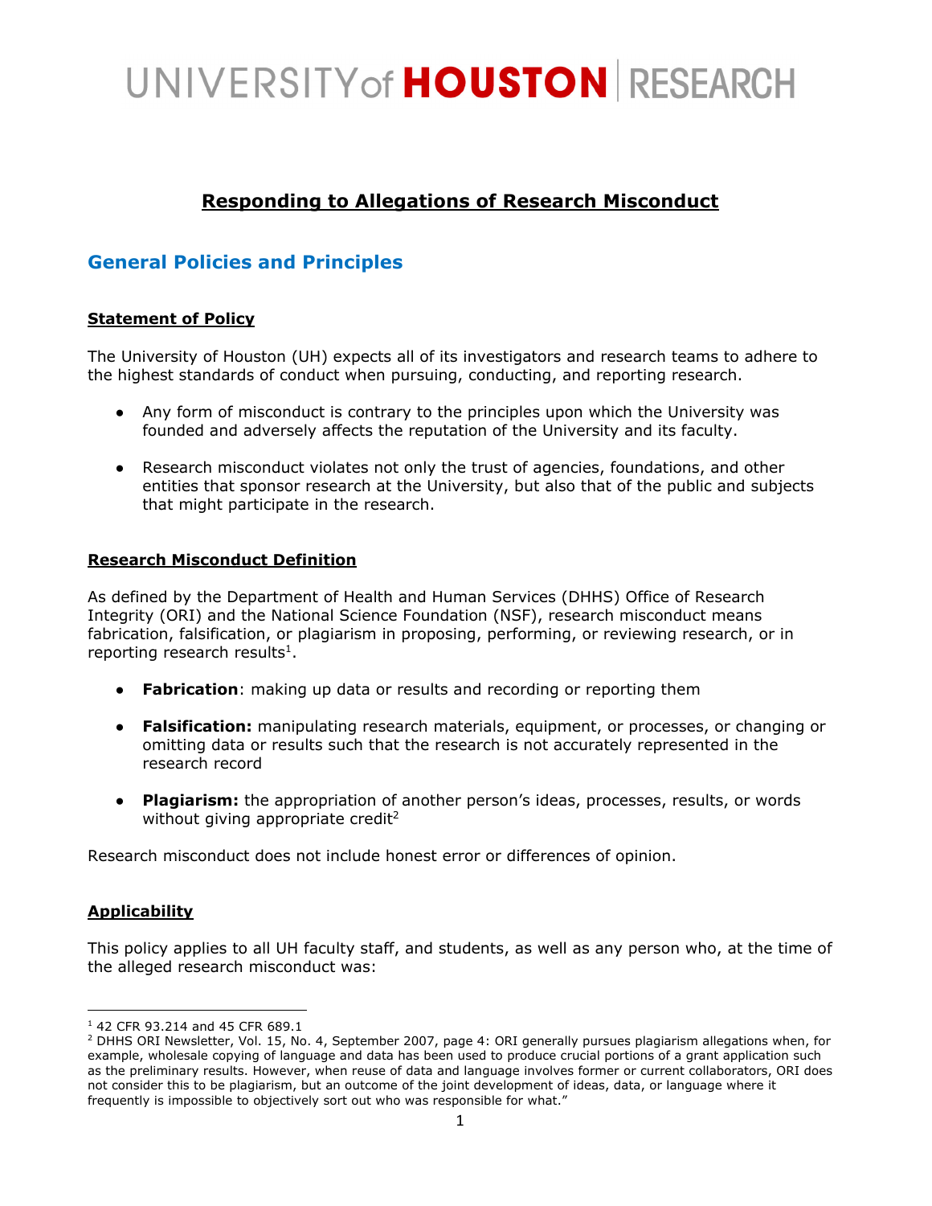# UNIVERSITY of HOUSTON | RESEARCH

## Responding to Allegations of Research Misconduct

## General Policies and Principles

### Statement of Policy

The University of Houston (UH) expects all of its investigators and research teams to adhere to the highest standards of conduct when pursuing, conducting, and reporting research.

- Any form of misconduct is contrary to the principles upon which the University was founded and adversely affects the reputation of the University and its faculty.
- Research misconduct violates not only the trust of agencies, foundations, and other entities that sponsor research at the University, but also that of the public and subjects that might participate in the research.

### Research Misconduct Definition

As defined by the Department of Health and Human Services (DHHS) Office of Research Integrity (ORI) and the National Science Foundation (NSF), research misconduct means fabrication, falsification, or plagiarism in proposing, performing, or reviewing research, or in reporting research results[1].

- **Fabrication**: making up data or results and recording or reporting them
- **Falsification:** manipulating research materials, equipment, or processes, or changing or omitting data or results such that the research is not accurately represented in the research record
- **Plagiarism:** the appropriation of another person's ideas, processes, results, or words without giving appropriate credit[2]

Research misconduct does not include honest error or differences of opinion.

### Applicability

This policy applies to all UH faculty staff, and students, as well as any person who, at the time of the alleged research misconduct was:

---

[1] 42 CFR 93.214 and 45 CFR 689.1

[2] DHHS ORI Newsletter, Vol. 15, No. 4, September 2007, page 4: ORI generally pursues plagiarism allegations when, for example, wholesale copying of language and data has been used to produce crucial portions of a grant application such as the preliminary results. However, when reuse of data and language involves former or current collaborators, ORI does not consider this to be plagiarism, but an outcome of the joint development of ideas, data, or language where it frequently is impossible to objectively sort out who was responsible for what."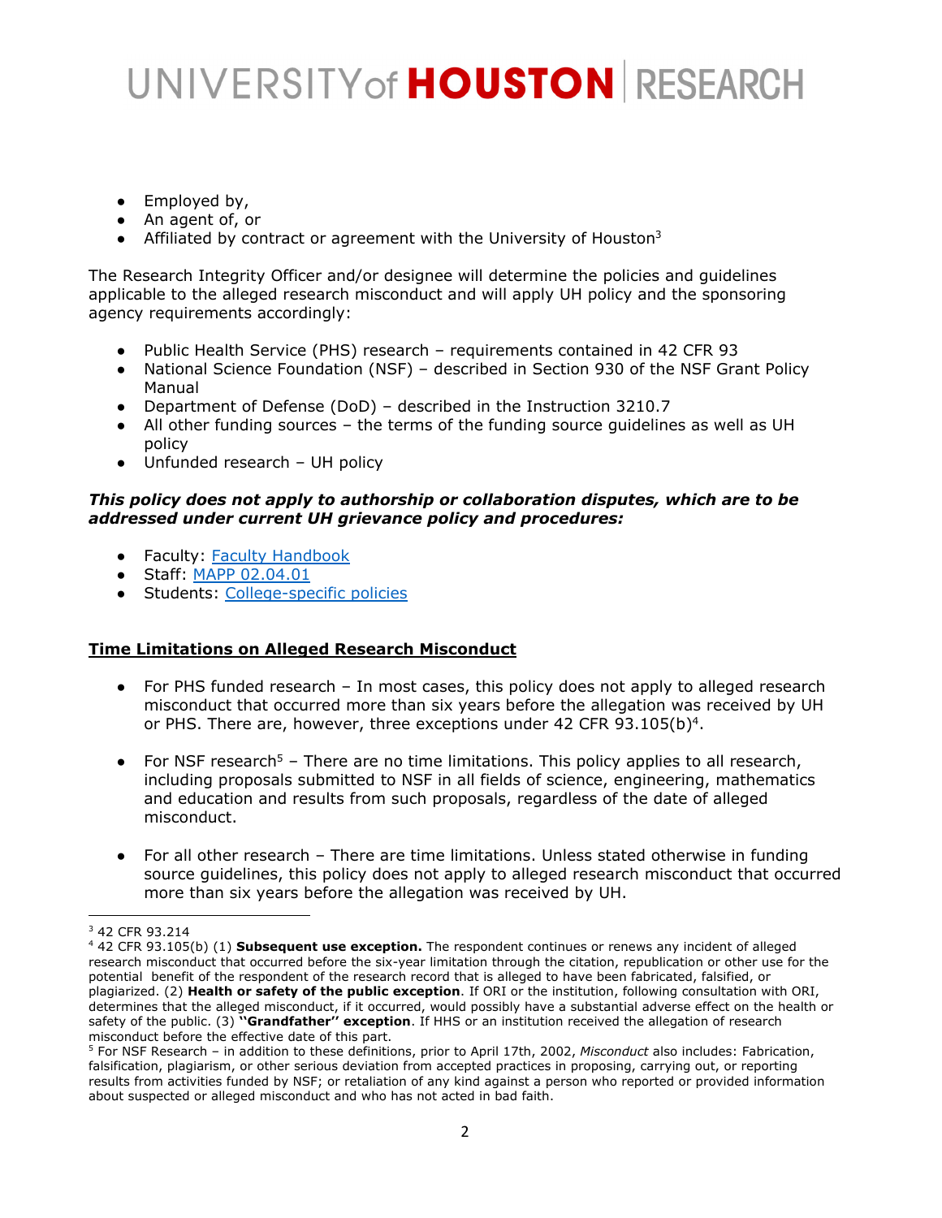- Employed by,
- An agent of, or
- Affiliated by contract or agreement with the University of Houston[3]

The Research Integrity Officer and/or designee will determine the policies and guidelines applicable to the alleged research misconduct and will apply UH policy and the sponsoring agency requirements accordingly:

- Public Health Service (PHS) research – requirements contained in 42 CFR 93
- National Science Foundation (NSF) – described in Section 930 of the NSF Grant Policy Manual
- Department of Defense (DoD) – described in the Instruction 3210.7
- All other funding sources – the terms of the funding source guidelines as well as UH policy
- Unfunded research – UH policy

***This policy does not apply to authorship or collaboration disputes, which are to be addressed under current UH grievance policy and procedures:***

- Faculty: [Faculty Handbook]
- Staff: [MAPP 02.04.01]
- Students: [College-specific policies]

## Time Limitations on Alleged Research Misconduct

- For PHS funded research – In most cases, this policy does not apply to alleged research misconduct that occurred more than six years before the allegation was received by UH or PHS. There are, however, three exceptions under 42 CFR 93.105(b)[4].

- For NSF research[5] – There are no time limitations. This policy applies to all research, including proposals submitted to NSF in all fields of science, engineering, mathematics and education and results from such proposals, regardless of the date of alleged misconduct.

- For all other research – There are time limitations. Unless stated otherwise in funding source guidelines, this policy does not apply to alleged research misconduct that occurred more than six years before the allegation was received by UH.

---

[3] 42 CFR 93.214

[4] 42 CFR 93.105(b) (1) **Subsequent use exception.** The respondent continues or renews any incident of alleged research misconduct that occurred before the six-year limitation through the citation, republication or other use for the potential benefit of the respondent of the research record that is alleged to have been fabricated, falsified, or plagiarized. (2) **Health or safety of the public exception**. If ORI or the institution, following consultation with ORI, determines that the alleged misconduct, if it occurred, would possibly have a substantial adverse effect on the health or safety of the public. (3) **''Grandfather'' exception**. If HHS or an institution received the allegation of research misconduct before the effective date of this part.

[5] For NSF Research – in addition to these definitions, prior to April 17th, 2002, *Misconduct* also includes: Fabrication, falsification, plagiarism, or other serious deviation from accepted practices in proposing, carrying out, or reporting results from activities funded by NSF; or retaliation of any kind against a person who reported or provided information about suspected or alleged misconduct and who has not acted in bad faith.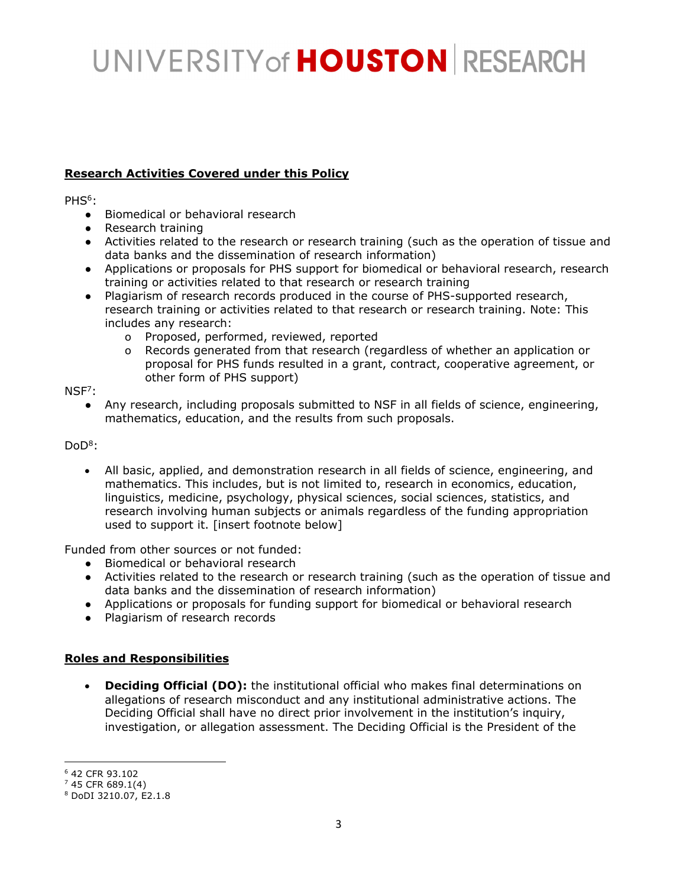**Research Activities Covered under this Policy**

PHS[6]:

- Biomedical or behavioral research
- Research training
- Activities related to the research or research training (such as the operation of tissue and data banks and the dissemination of research information)
- Applications or proposals for PHS support for biomedical or behavioral research, research training or activities related to that research or research training
- Plagiarism of research records produced in the course of PHS-supported research, research training or activities related to that research or research training. Note: This includes any research:
    - Proposed, performed, reviewed, reported
    - Records generated from that research (regardless of whether an application or proposal for PHS funds resulted in a grant, contract, cooperative agreement, or other form of PHS support)

NSF[7]:

- Any research, including proposals submitted to NSF in all fields of science, engineering, mathematics, education, and the results from such proposals.

DoD[8]:

- All basic, applied, and demonstration research in all fields of science, engineering, and mathematics. This includes, but is not limited to, research in economics, education, linguistics, medicine, psychology, physical sciences, social sciences, statistics, and research involving human subjects or animals regardless of the funding appropriation used to support it. [insert footnote below]

Funded from other sources or not funded:

- Biomedical or behavioral research
- Activities related to the research or research training (such as the operation of tissue and data banks and the dissemination of research information)
- Applications or proposals for funding support for biomedical or behavioral research
- Plagiarism of research records

**Roles and Responsibilities**

- **Deciding Official (DO):** the institutional official who makes final determinations on allegations of research misconduct and any institutional administrative actions. The Deciding Official shall have no direct prior involvement in the institution's inquiry, investigation, or allegation assessment. The Deciding Official is the President of the

---

[6] 42 CFR 93.102

[7] 45 CFR 689.1(4)

[8] DoDI 3210.07, E2.1.8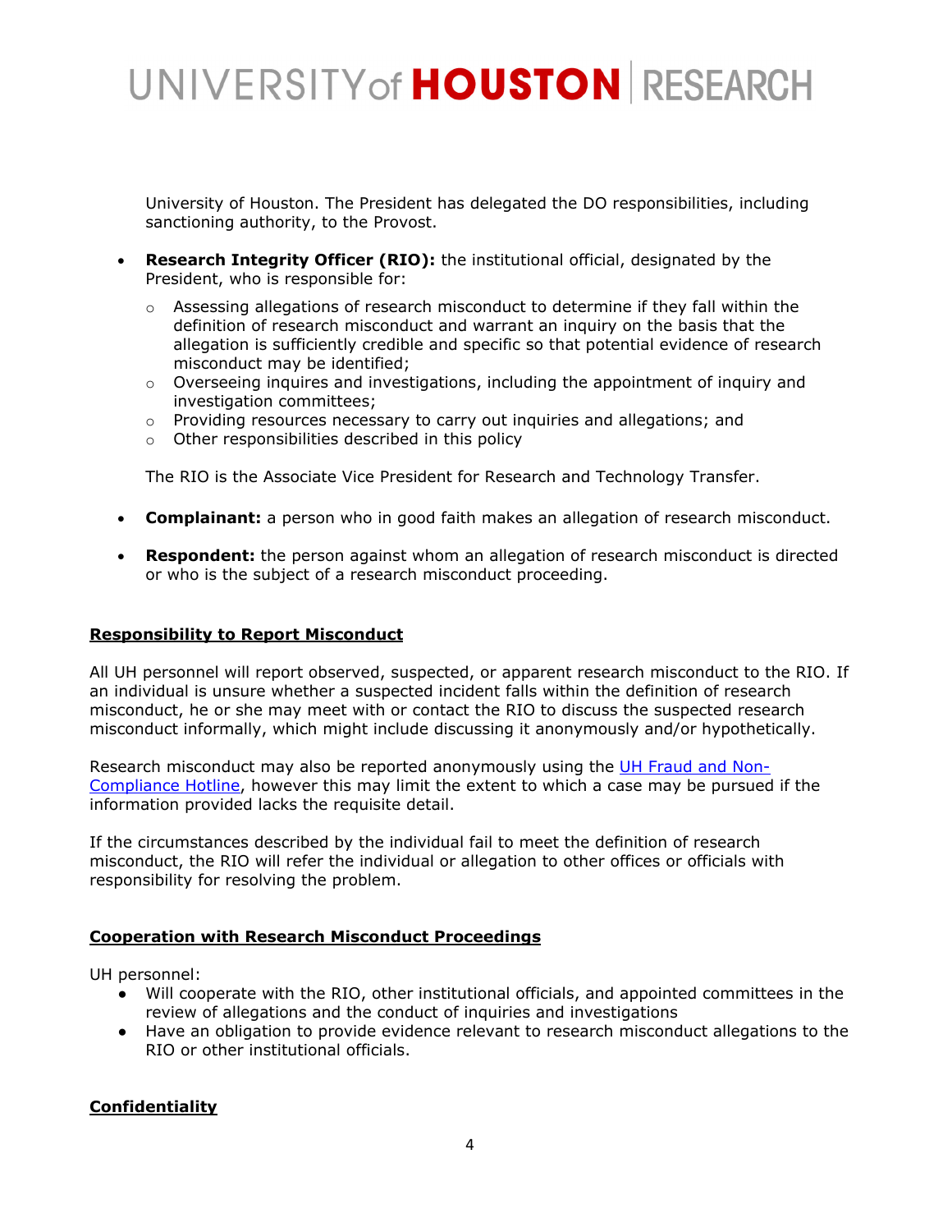University of Houston. The President has delegated the DO responsibilities, including sanctioning authority, to the Provost.

- **Research Integrity Officer (RIO):** the institutional official, designated by the President, who is responsible for:
  - Assessing allegations of research misconduct to determine if they fall within the definition of research misconduct and warrant an inquiry on the basis that the allegation is sufficiently credible and specific so that potential evidence of research misconduct may be identified;
  - Overseeing inquires and investigations, including the appointment of inquiry and investigation committees;
  - Providing resources necessary to carry out inquiries and allegations; and
  - Other responsibilities described in this policy

  The RIO is the Associate Vice President for Research and Technology Transfer.

- **Complainant:** a person who in good faith makes an allegation of research misconduct.

- **Respondent:** the person against whom an allegation of research misconduct is directed or who is the subject of a research misconduct proceeding.

## Responsibility to Report Misconduct

All UH personnel will report observed, suspected, or apparent research misconduct to the RIO. If an individual is unsure whether a suspected incident falls within the definition of research misconduct, he or she may meet with or contact the RIO to discuss the suspected research misconduct informally, which might include discussing it anonymously and/or hypothetically.

Research misconduct may also be reported anonymously using the UH Fraud and Non-Compliance Hotline, however this may limit the extent to which a case may be pursued if the information provided lacks the requisite detail.

If the circumstances described by the individual fail to meet the definition of research misconduct, the RIO will refer the individual or allegation to other offices or officials with responsibility for resolving the problem.

## Cooperation with Research Misconduct Proceedings

UH personnel:

- Will cooperate with the RIO, other institutional officials, and appointed committees in the review of allegations and the conduct of inquiries and investigations
- Have an obligation to provide evidence relevant to research misconduct allegations to the RIO or other institutional officials.

## Confidentiality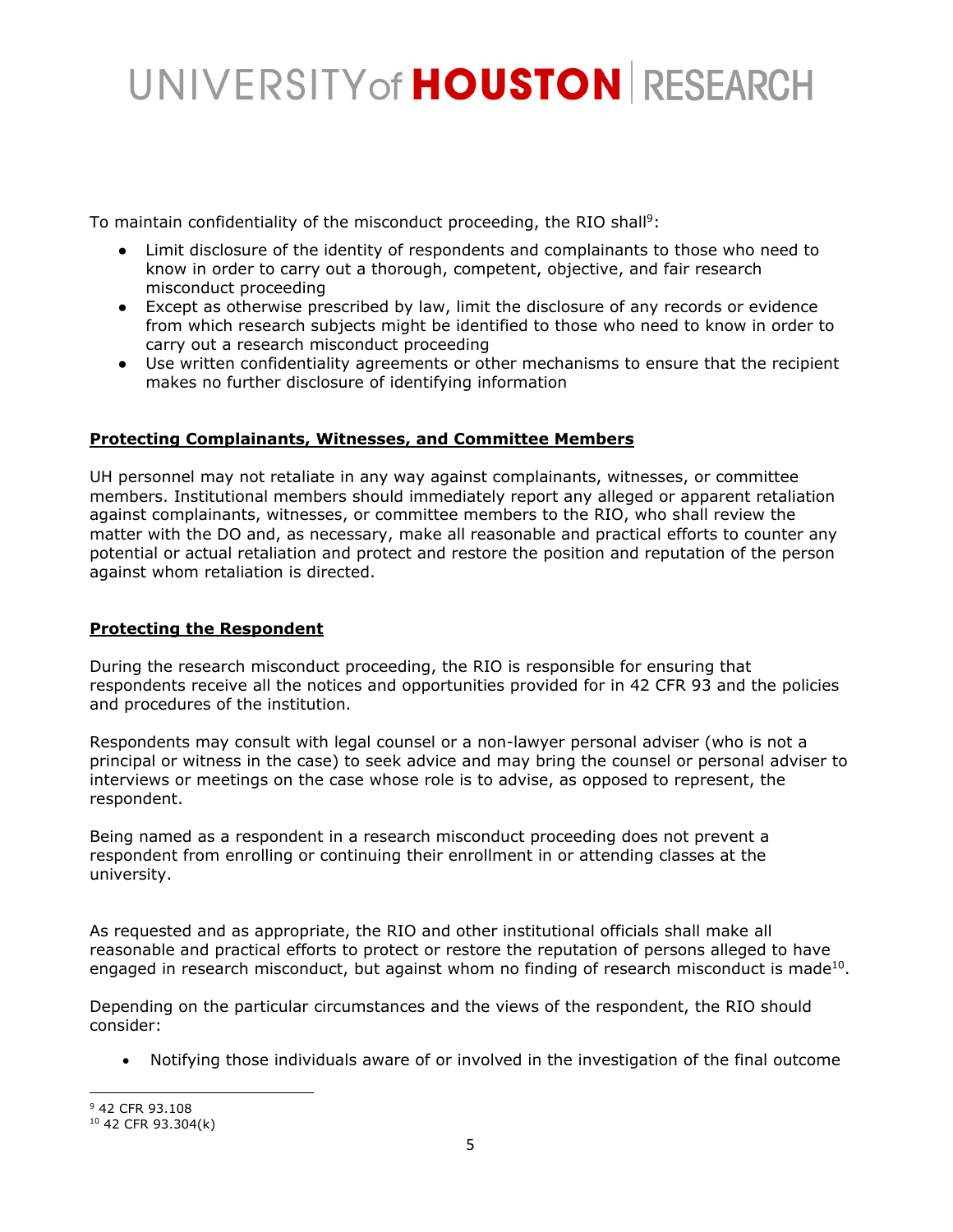To maintain confidentiality of the misconduct proceeding, the RIO shall[9]:

- Limit disclosure of the identity of respondents and complainants to those who need to know in order to carry out a thorough, competent, objective, and fair research misconduct proceeding
- Except as otherwise prescribed by law, limit the disclosure of any records or evidence from which research subjects might be identified to those who need to know in order to carry out a research misconduct proceeding
- Use written confidentiality agreements or other mechanisms to ensure that the recipient makes no further disclosure of identifying information

**Protecting Complainants, Witnesses, and Committee Members**

UH personnel may not retaliate in any way against complainants, witnesses, or committee members. Institutional members should immediately report any alleged or apparent retaliation against complainants, witnesses, or committee members to the RIO, who shall review the matter with the DO and, as necessary, make all reasonable and practical efforts to counter any potential or actual retaliation and protect and restore the position and reputation of the person against whom retaliation is directed.

**Protecting the Respondent**

During the research misconduct proceeding, the RIO is responsible for ensuring that respondents receive all the notices and opportunities provided for in 42 CFR 93 and the policies and procedures of the institution.

Respondents may consult with legal counsel or a non-lawyer personal adviser (who is not a principal or witness in the case) to seek advice and may bring the counsel or personal adviser to interviews or meetings on the case whose role is to advise, as opposed to represent, the respondent.

Being named as a respondent in a research misconduct proceeding does not prevent a respondent from enrolling or continuing their enrollment in or attending classes at the university.

As requested and as appropriate, the RIO and other institutional officials shall make all reasonable and practical efforts to protect or restore the reputation of persons alleged to have engaged in research misconduct, but against whom no finding of research misconduct is made[10].

Depending on the particular circumstances and the views of the respondent, the RIO should consider:

- Notifying those individuals aware of or involved in the investigation of the final outcome

[9] 42 CFR 93.108

[10] 42 CFR 93.304(k)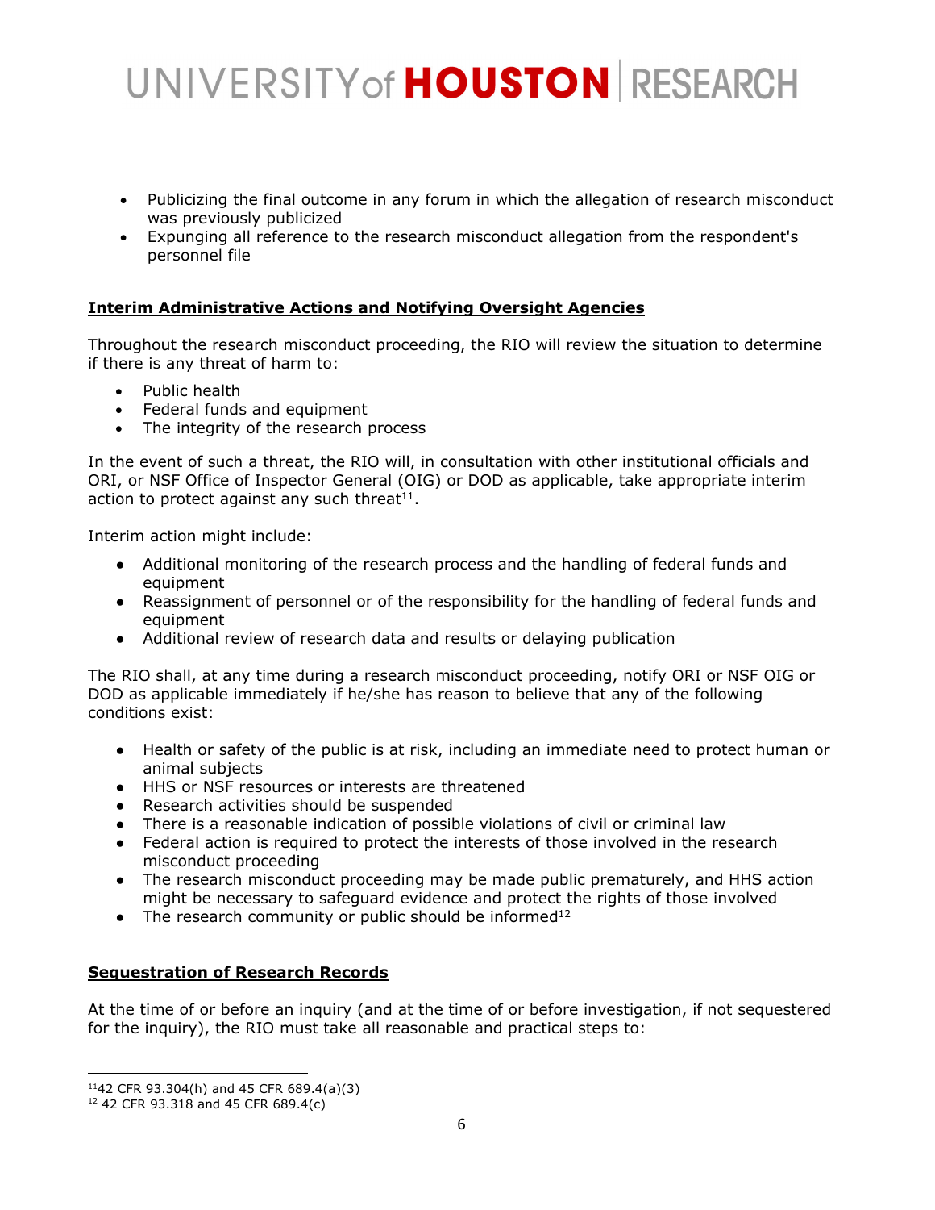- Publicizing the final outcome in any forum in which the allegation of research misconduct was previously publicized
- Expunging all reference to the research misconduct allegation from the respondent's personnel file

**Interim Administrative Actions and Notifying Oversight Agencies**

Throughout the research misconduct proceeding, the RIO will review the situation to determine if there is any threat of harm to:

- Public health
- Federal funds and equipment
- The integrity of the research process

In the event of such a threat, the RIO will, in consultation with other institutional officials and ORI, or NSF Office of Inspector General (OIG) or DOD as applicable, take appropriate interim action to protect against any such threat[11].

Interim action might include:

- Additional monitoring of the research process and the handling of federal funds and equipment
- Reassignment of personnel or of the responsibility for the handling of federal funds and equipment
- Additional review of research data and results or delaying publication

The RIO shall, at any time during a research misconduct proceeding, notify ORI or NSF OIG or DOD as applicable immediately if he/she has reason to believe that any of the following conditions exist:

- Health or safety of the public is at risk, including an immediate need to protect human or animal subjects
- HHS or NSF resources or interests are threatened
- Research activities should be suspended
- There is a reasonable indication of possible violations of civil or criminal law
- Federal action is required to protect the interests of those involved in the research misconduct proceeding
- The research misconduct proceeding may be made public prematurely, and HHS action might be necessary to safeguard evidence and protect the rights of those involved
- The research community or public should be informed[12]

**Sequestration of Research Records**

At the time of or before an inquiry (and at the time of or before investigation, if not sequestered for the inquiry), the RIO must take all reasonable and practical steps to:

[11] 42 CFR 93.304(h) and 45 CFR 689.4(a)(3)

[12] 42 CFR 93.318 and 45 CFR 689.4(c)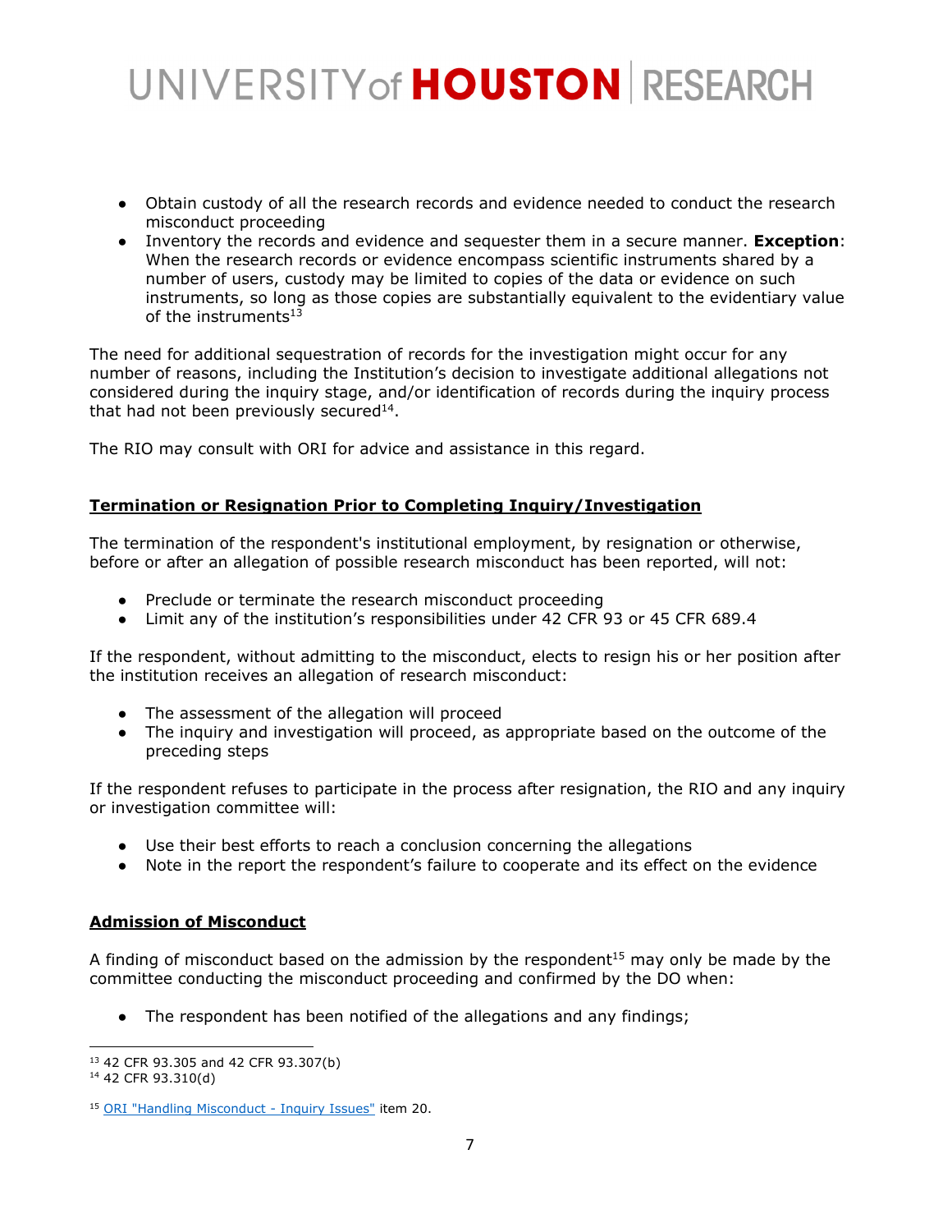- Obtain custody of all the research records and evidence needed to conduct the research misconduct proceeding
- Inventory the records and evidence and sequester them in a secure manner. **Exception**: When the research records or evidence encompass scientific instruments shared by a number of users, custody may be limited to copies of the data or evidence on such instruments, so long as those copies are substantially equivalent to the evidentiary value of the instruments[13]

The need for additional sequestration of records for the investigation might occur for any number of reasons, including the Institution's decision to investigate additional allegations not considered during the inquiry stage, and/or identification of records during the inquiry process that had not been previously secured[14].

The RIO may consult with ORI for advice and assistance in this regard.

## Termination or Resignation Prior to Completing Inquiry/Investigation

The termination of the respondent's institutional employment, by resignation or otherwise, before or after an allegation of possible research misconduct has been reported, will not:

- Preclude or terminate the research misconduct proceeding
- Limit any of the institution's responsibilities under 42 CFR 93 or 45 CFR 689.4

If the respondent, without admitting to the misconduct, elects to resign his or her position after the institution receives an allegation of research misconduct:

- The assessment of the allegation will proceed
- The inquiry and investigation will proceed, as appropriate based on the outcome of the preceding steps

If the respondent refuses to participate in the process after resignation, the RIO and any inquiry or investigation committee will:

- Use their best efforts to reach a conclusion concerning the allegations
- Note in the report the respondent's failure to cooperate and its effect on the evidence

## Admission of Misconduct

A finding of misconduct based on the admission by the respondent[15] may only be made by the committee conducting the misconduct proceeding and confirmed by the DO when:

- The respondent has been notified of the allegations and any findings;

---

[13] 42 CFR 93.305 and 42 CFR 93.307(b)

[14] 42 CFR 93.310(d)

[15] ORI "Handling Misconduct - Inquiry Issues" item 20.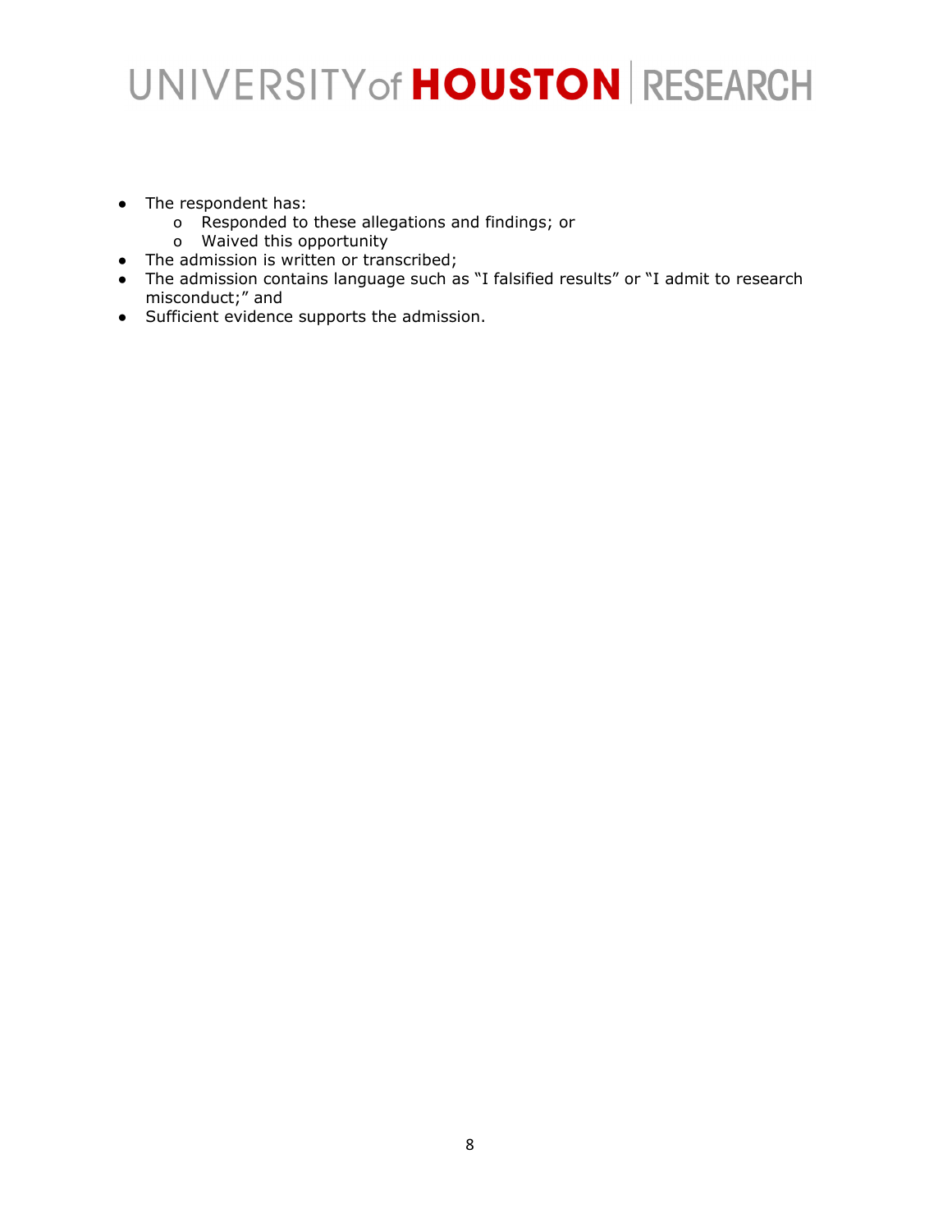- The respondent has:
  - Responded to these allegations and findings; or
  - Waived this opportunity
- The admission is written or transcribed;
- The admission contains language such as "I falsified results" or "I admit to research misconduct;" and
- Sufficient evidence supports the admission.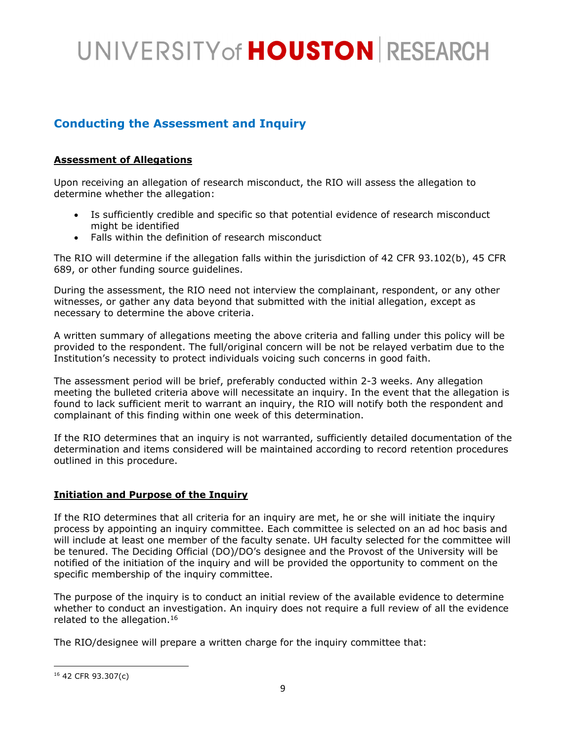## Conducting the Assessment and Inquiry

### Assessment of Allegations

Upon receiving an allegation of research misconduct, the RIO will assess the allegation to determine whether the allegation:

- Is sufficiently credible and specific so that potential evidence of research misconduct might be identified
- Falls within the definition of research misconduct

The RIO will determine if the allegation falls within the jurisdiction of 42 CFR 93.102(b), 45 CFR 689, or other funding source guidelines.

During the assessment, the RIO need not interview the complainant, respondent, or any other witnesses, or gather any data beyond that submitted with the initial allegation, except as necessary to determine the above criteria.

A written summary of allegations meeting the above criteria and falling under this policy will be provided to the respondent. The full/original concern will be not be relayed verbatim due to the Institution's necessity to protect individuals voicing such concerns in good faith.

The assessment period will be brief, preferably conducted within 2-3 weeks. Any allegation meeting the bulleted criteria above will necessitate an inquiry. In the event that the allegation is found to lack sufficient merit to warrant an inquiry, the RIO will notify both the respondent and complainant of this finding within one week of this determination.

If the RIO determines that an inquiry is not warranted, sufficiently detailed documentation of the determination and items considered will be maintained according to record retention procedures outlined in this procedure.

### Initiation and Purpose of the Inquiry

If the RIO determines that all criteria for an inquiry are met, he or she will initiate the inquiry process by appointing an inquiry committee. Each committee is selected on an ad hoc basis and will include at least one member of the faculty senate. UH faculty selected for the committee will be tenured. The Deciding Official (DO)/DO's designee and the Provost of the University will be notified of the initiation of the inquiry and will be provided the opportunity to comment on the specific membership of the inquiry committee.

The purpose of the inquiry is to conduct an initial review of the available evidence to determine whether to conduct an investigation. An inquiry does not require a full review of all the evidence related to the allegation.[16]

The RIO/designee will prepare a written charge for the inquiry committee that:

[16] 42 CFR 93.307(c)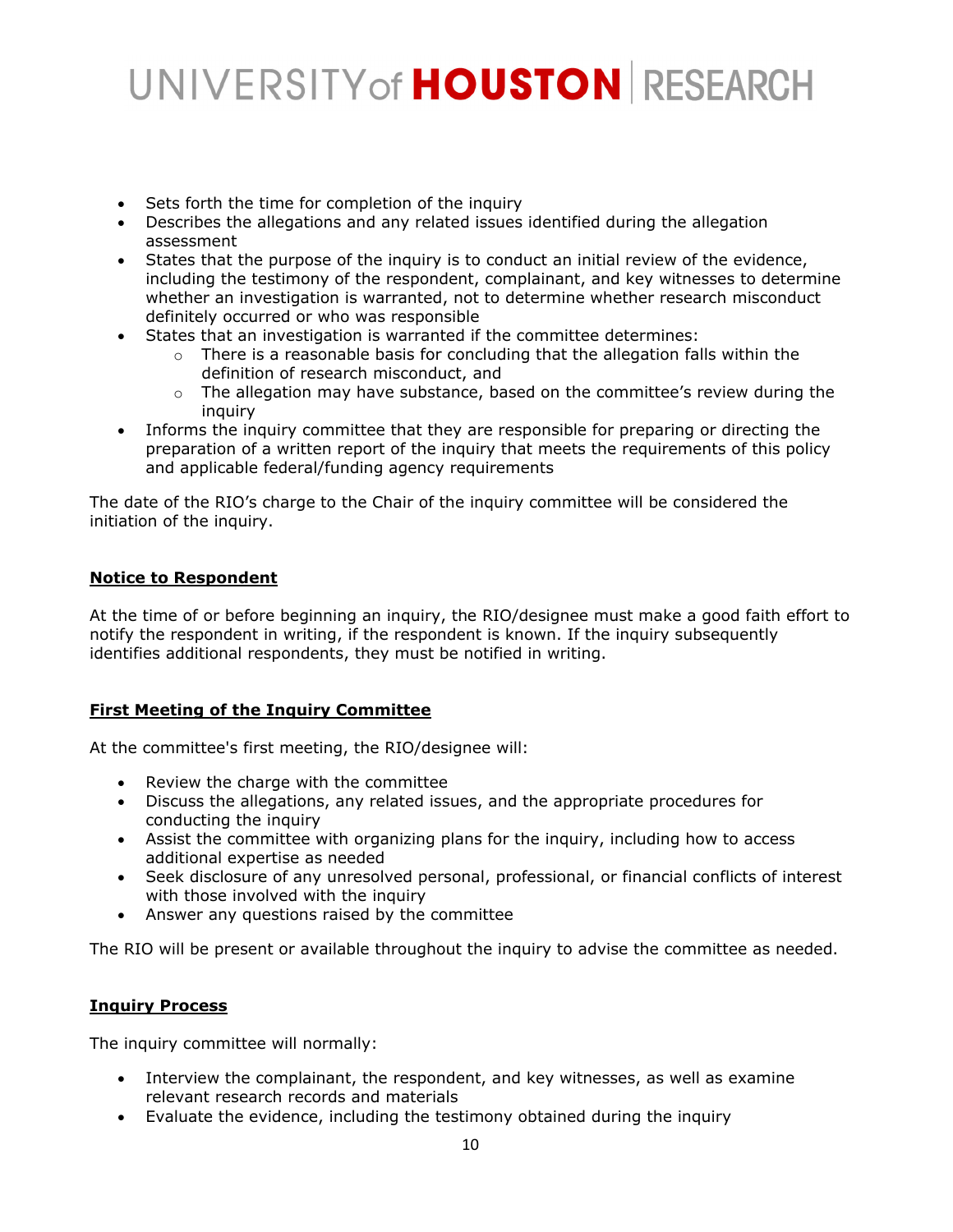- Sets forth the time for completion of the inquiry
- Describes the allegations and any related issues identified during the allegation assessment
- States that the purpose of the inquiry is to conduct an initial review of the evidence, including the testimony of the respondent, complainant, and key witnesses to determine whether an investigation is warranted, not to determine whether research misconduct definitely occurred or who was responsible
- States that an investigation is warranted if the committee determines:
  - There is a reasonable basis for concluding that the allegation falls within the definition of research misconduct, and
  - The allegation may have substance, based on the committee's review during the inquiry
- Informs the inquiry committee that they are responsible for preparing or directing the preparation of a written report of the inquiry that meets the requirements of this policy and applicable federal/funding agency requirements

The date of the RIO's charge to the Chair of the inquiry committee will be considered the initiation of the inquiry.

## **Notice to Respondent**

At the time of or before beginning an inquiry, the RIO/designee must make a good faith effort to notify the respondent in writing, if the respondent is known. If the inquiry subsequently identifies additional respondents, they must be notified in writing.

## **First Meeting of the Inquiry Committee**

At the committee's first meeting, the RIO/designee will:

- Review the charge with the committee
- Discuss the allegations, any related issues, and the appropriate procedures for conducting the inquiry
- Assist the committee with organizing plans for the inquiry, including how to access additional expertise as needed
- Seek disclosure of any unresolved personal, professional, or financial conflicts of interest with those involved with the inquiry
- Answer any questions raised by the committee

The RIO will be present or available throughout the inquiry to advise the committee as needed.

## **Inquiry Process**

The inquiry committee will normally:

- Interview the complainant, the respondent, and key witnesses, as well as examine relevant research records and materials
- Evaluate the evidence, including the testimony obtained during the inquiry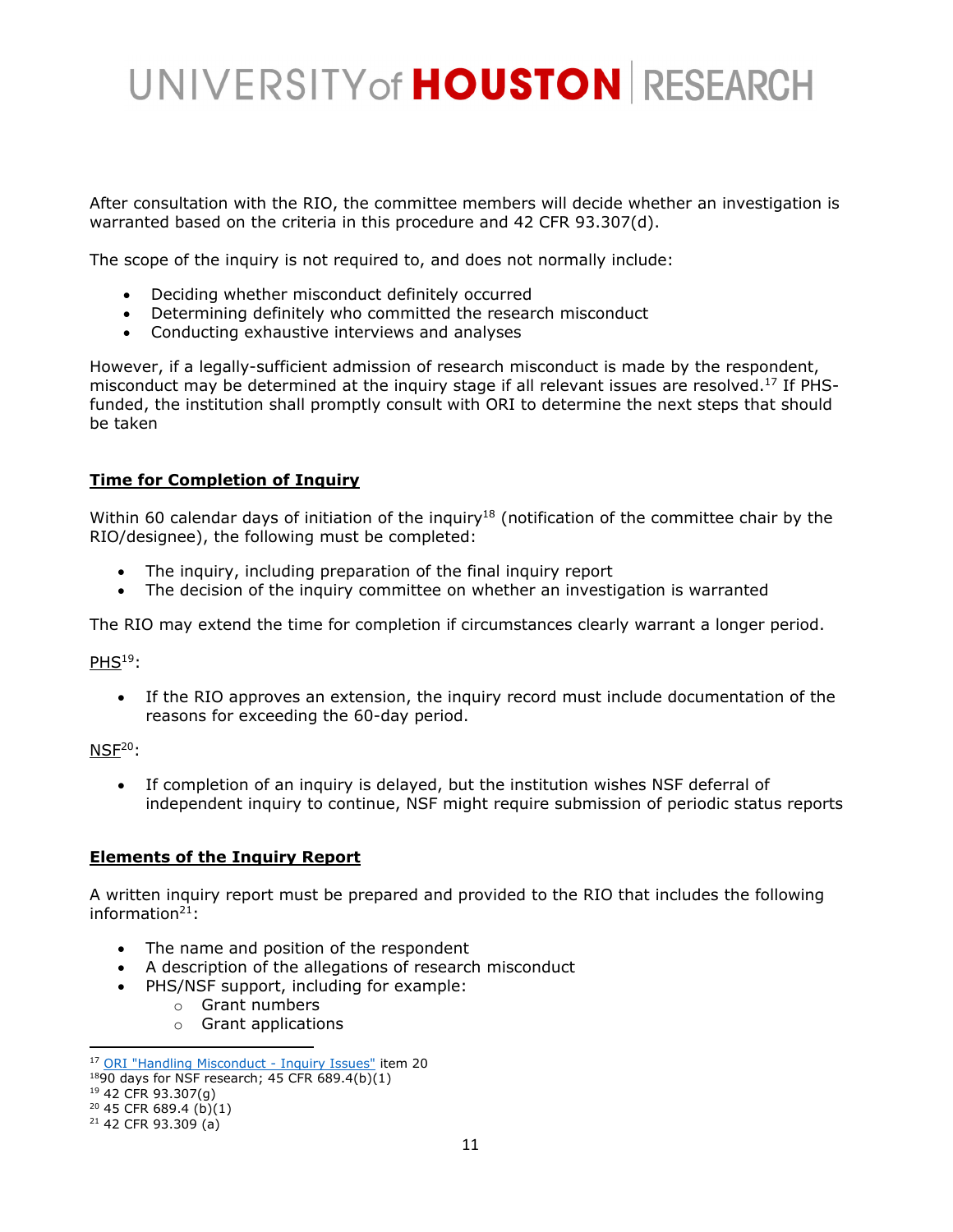After consultation with the RIO, the committee members will decide whether an investigation is warranted based on the criteria in this procedure and 42 CFR 93.307(d).

The scope of the inquiry is not required to, and does not normally include:

- Deciding whether misconduct definitely occurred
- Determining definitely who committed the research misconduct
- Conducting exhaustive interviews and analyses

However, if a legally-sufficient admission of research misconduct is made by the respondent, misconduct may be determined at the inquiry stage if all relevant issues are resolved.[17] If PHS-funded, the institution shall promptly consult with ORI to determine the next steps that should be taken

## Time for Completion of Inquiry

Within 60 calendar days of initiation of the inquiry[18] (notification of the committee chair by the RIO/designee), the following must be completed:

- The inquiry, including preparation of the final inquiry report
- The decision of the inquiry committee on whether an investigation is warranted

The RIO may extend the time for completion if circumstances clearly warrant a longer period.

PHS[19]:

- If the RIO approves an extension, the inquiry record must include documentation of the reasons for exceeding the 60-day period.

NSF[20]:

- If completion of an inquiry is delayed, but the institution wishes NSF deferral of independent inquiry to continue, NSF might require submission of periodic status reports

## Elements of the Inquiry Report

A written inquiry report must be prepared and provided to the RIO that includes the following information[21]:

- The name and position of the respondent
- A description of the allegations of research misconduct
- PHS/NSF support, including for example:
  - Grant numbers
  - Grant applications

---

[17] ORI "Handling Misconduct - Inquiry Issues" item 20
[18] 90 days for NSF research; 45 CFR 689.4(b)(1)
[19] 42 CFR 93.307(g)
[20] 45 CFR 689.4 (b)(1)
[21] 42 CFR 93.309 (a)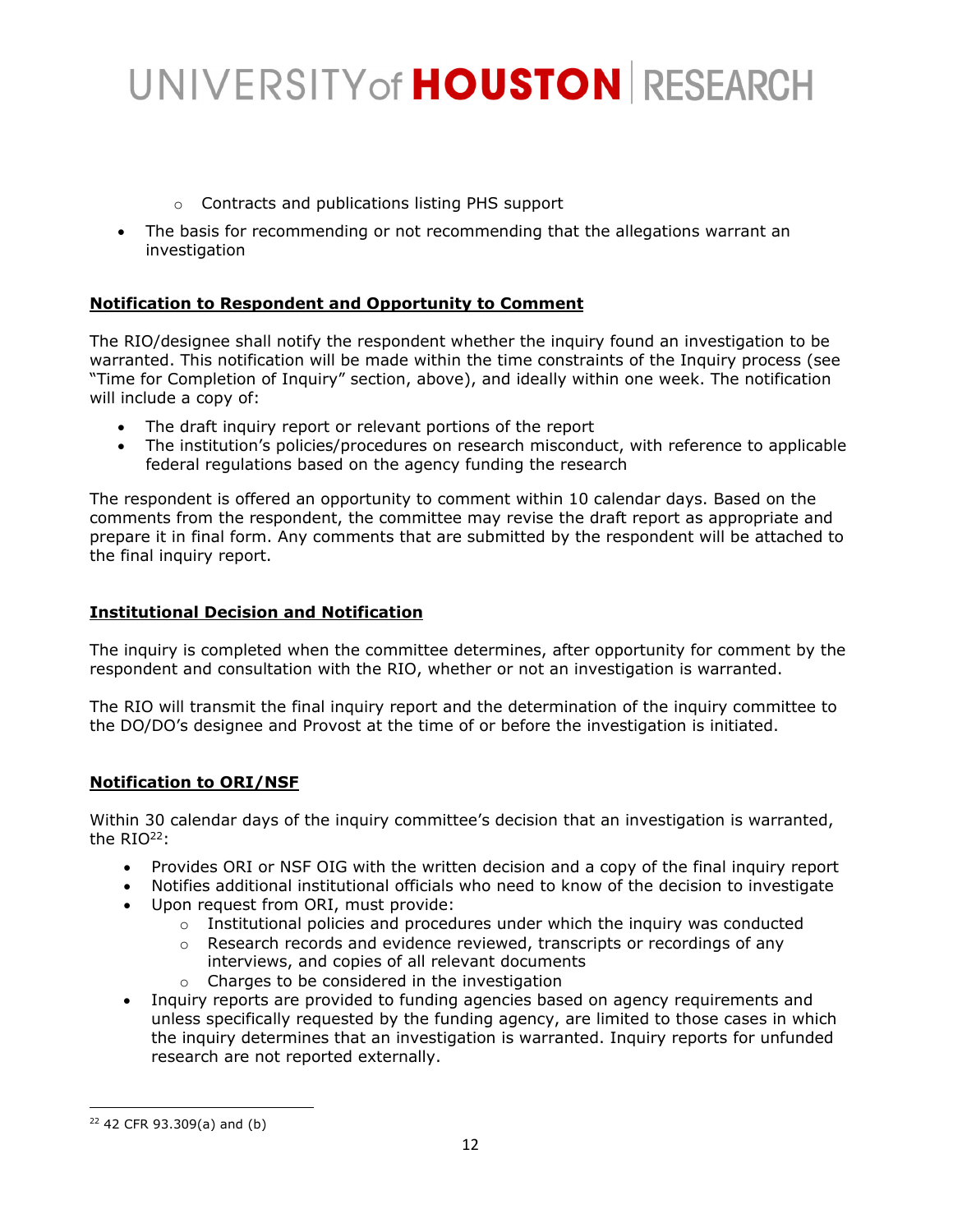- Contracts and publications listing PHS support
- The basis for recommending or not recommending that the allegations warrant an investigation

**Notification to Respondent and Opportunity to Comment**

The RIO/designee shall notify the respondent whether the inquiry found an investigation to be warranted. This notification will be made within the time constraints of the Inquiry process (see "Time for Completion of Inquiry" section, above), and ideally within one week. The notification will include a copy of:

- The draft inquiry report or relevant portions of the report
- The institution's policies/procedures on research misconduct, with reference to applicable federal regulations based on the agency funding the research

The respondent is offered an opportunity to comment within 10 calendar days. Based on the comments from the respondent, the committee may revise the draft report as appropriate and prepare it in final form. Any comments that are submitted by the respondent will be attached to the final inquiry report.

**Institutional Decision and Notification**

The inquiry is completed when the committee determines, after opportunity for comment by the respondent and consultation with the RIO, whether or not an investigation is warranted.

The RIO will transmit the final inquiry report and the determination of the inquiry committee to the DO/DO's designee and Provost at the time of or before the investigation is initiated.

**Notification to ORI/NSF**

Within 30 calendar days of the inquiry committee's decision that an investigation is warranted, the RIO[22]:

- Provides ORI or NSF OIG with the written decision and a copy of the final inquiry report
- Notifies additional institutional officials who need to know of the decision to investigate
- Upon request from ORI, must provide:
  - Institutional policies and procedures under which the inquiry was conducted
  - Research records and evidence reviewed, transcripts or recordings of any interviews, and copies of all relevant documents
  - Charges to be considered in the investigation
- Inquiry reports are provided to funding agencies based on agency requirements and unless specifically requested by the funding agency, are limited to those cases in which the inquiry determines that an investigation is warranted. Inquiry reports for unfunded research are not reported externally.

[22] 42 CFR 93.309(a) and (b)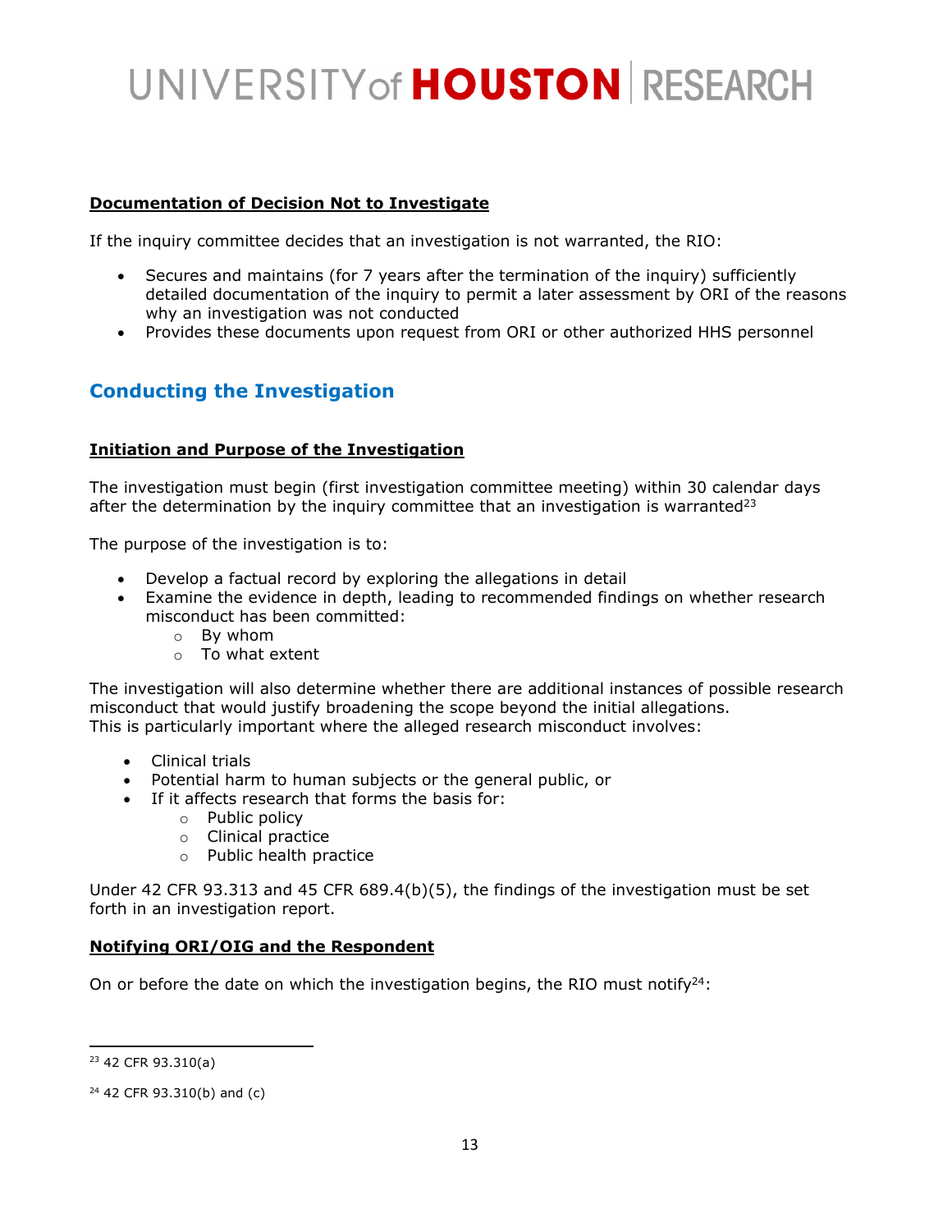### **Documentation of Decision Not to Investigate**

If the inquiry committee decides that an investigation is not warranted, the RIO:

- Secures and maintains (for 7 years after the termination of the inquiry) sufficiently detailed documentation of the inquiry to permit a later assessment by ORI of the reasons why an investigation was not conducted
- Provides these documents upon request from ORI or other authorized HHS personnel

## Conducting the Investigation

### **Initiation and Purpose of the Investigation**

The investigation must begin (first investigation committee meeting) within 30 calendar days after the determination by the inquiry committee that an investigation is warranted[23]

The purpose of the investigation is to:

- Develop a factual record by exploring the allegations in detail
- Examine the evidence in depth, leading to recommended findings on whether research misconduct has been committed:
  - By whom
  - To what extent

The investigation will also determine whether there are additional instances of possible research misconduct that would justify broadening the scope beyond the initial allegations.
This is particularly important where the alleged research misconduct involves:

- Clinical trials
- Potential harm to human subjects or the general public, or
- If it affects research that forms the basis for:
  - Public policy
  - Clinical practice
  - Public health practice

Under 42 CFR 93.313 and 45 CFR 689.4(b)(5), the findings of the investigation must be set forth in an investigation report.

### **Notifying ORI/OIG and the Respondent**

On or before the date on which the investigation begins, the RIO must notify[24]:

---

[23] 42 CFR 93.310(a)

[24] 42 CFR 93.310(b) and (c)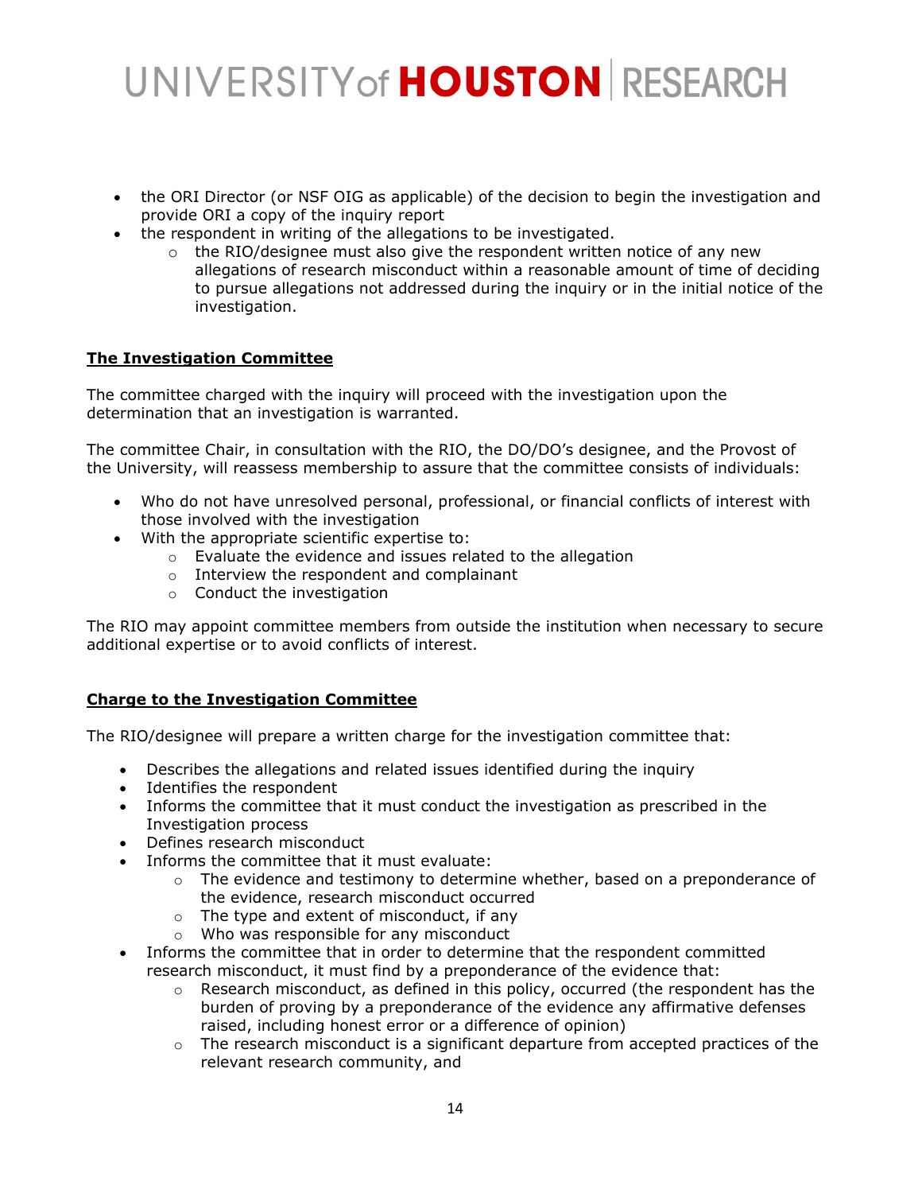- the ORI Director (or NSF OIG as applicable) of the decision to begin the investigation and provide ORI a copy of the inquiry report
- the respondent in writing of the allegations to be investigated.
  - the RIO/designee must also give the respondent written notice of any new allegations of research misconduct within a reasonable amount of time of deciding to pursue allegations not addressed during the inquiry or in the initial notice of the investigation.

**The Investigation Committee**

The committee charged with the inquiry will proceed with the investigation upon the determination that an investigation is warranted.

The committee Chair, in consultation with the RIO, the DO/DO's designee, and the Provost of the University, will reassess membership to assure that the committee consists of individuals:

- Who do not have unresolved personal, professional, or financial conflicts of interest with those involved with the investigation
- With the appropriate scientific expertise to:
  - Evaluate the evidence and issues related to the allegation
  - Interview the respondent and complainant
  - Conduct the investigation

The RIO may appoint committee members from outside the institution when necessary to secure additional expertise or to avoid conflicts of interest.

**Charge to the Investigation Committee**

The RIO/designee will prepare a written charge for the investigation committee that:

- Describes the allegations and related issues identified during the inquiry
- Identifies the respondent
- Informs the committee that it must conduct the investigation as prescribed in the Investigation process
- Defines research misconduct
- Informs the committee that it must evaluate:
  - The evidence and testimony to determine whether, based on a preponderance of the evidence, research misconduct occurred
  - The type and extent of misconduct, if any
  - Who was responsible for any misconduct
- Informs the committee that in order to determine that the respondent committed research misconduct, it must find by a preponderance of the evidence that:
  - Research misconduct, as defined in this policy, occurred (the respondent has the burden of proving by a preponderance of the evidence any affirmative defenses raised, including honest error or a difference of opinion)
  - The research misconduct is a significant departure from accepted practices of the relevant research community, and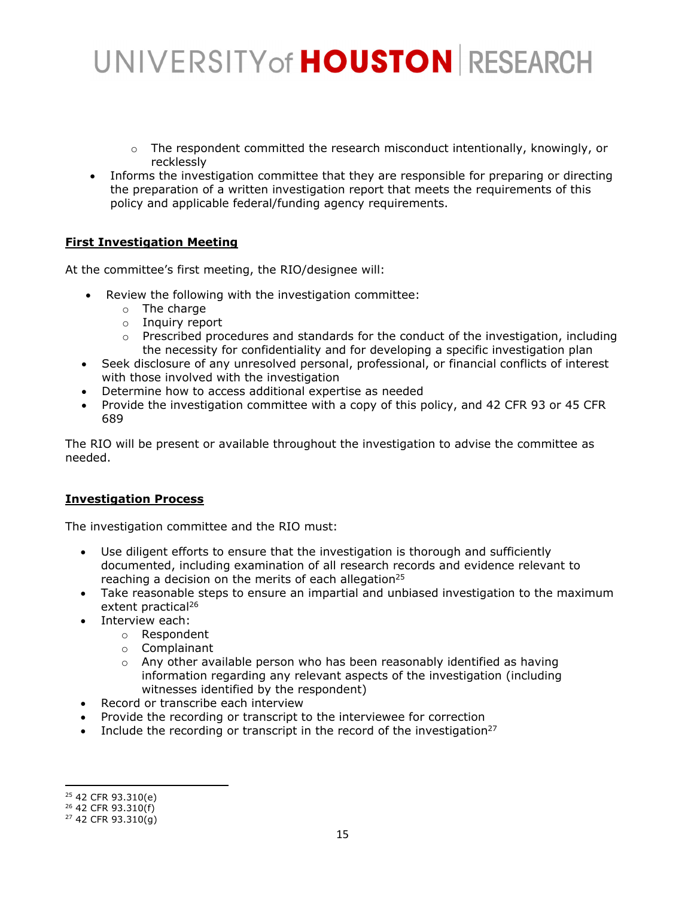- The respondent committed the research misconduct intentionally, knowingly, or recklessly
- Informs the investigation committee that they are responsible for preparing or directing the preparation of a written investigation report that meets the requirements of this policy and applicable federal/funding agency requirements.

**First Investigation Meeting**

At the committee's first meeting, the RIO/designee will:

- Review the following with the investigation committee:
  - The charge
  - Inquiry report
  - Prescribed procedures and standards for the conduct of the investigation, including the necessity for confidentiality and for developing a specific investigation plan
- Seek disclosure of any unresolved personal, professional, or financial conflicts of interest with those involved with the investigation
- Determine how to access additional expertise as needed
- Provide the investigation committee with a copy of this policy, and 42 CFR 93 or 45 CFR 689

The RIO will be present or available throughout the investigation to advise the committee as needed.

**Investigation Process**

The investigation committee and the RIO must:

- Use diligent efforts to ensure that the investigation is thorough and sufficiently documented, including examination of all research records and evidence relevant to reaching a decision on the merits of each allegation[25]
- Take reasonable steps to ensure an impartial and unbiased investigation to the maximum extent practical[26]
- Interview each:
  - Respondent
  - Complainant
  - Any other available person who has been reasonably identified as having information regarding any relevant aspects of the investigation (including witnesses identified by the respondent)
- Record or transcribe each interview
- Provide the recording or transcript to the interviewee for correction
- Include the recording or transcript in the record of the investigation[27]

---

[25] 42 CFR 93.310(e)
[26] 42 CFR 93.310(f)
[27] 42 CFR 93.310(g)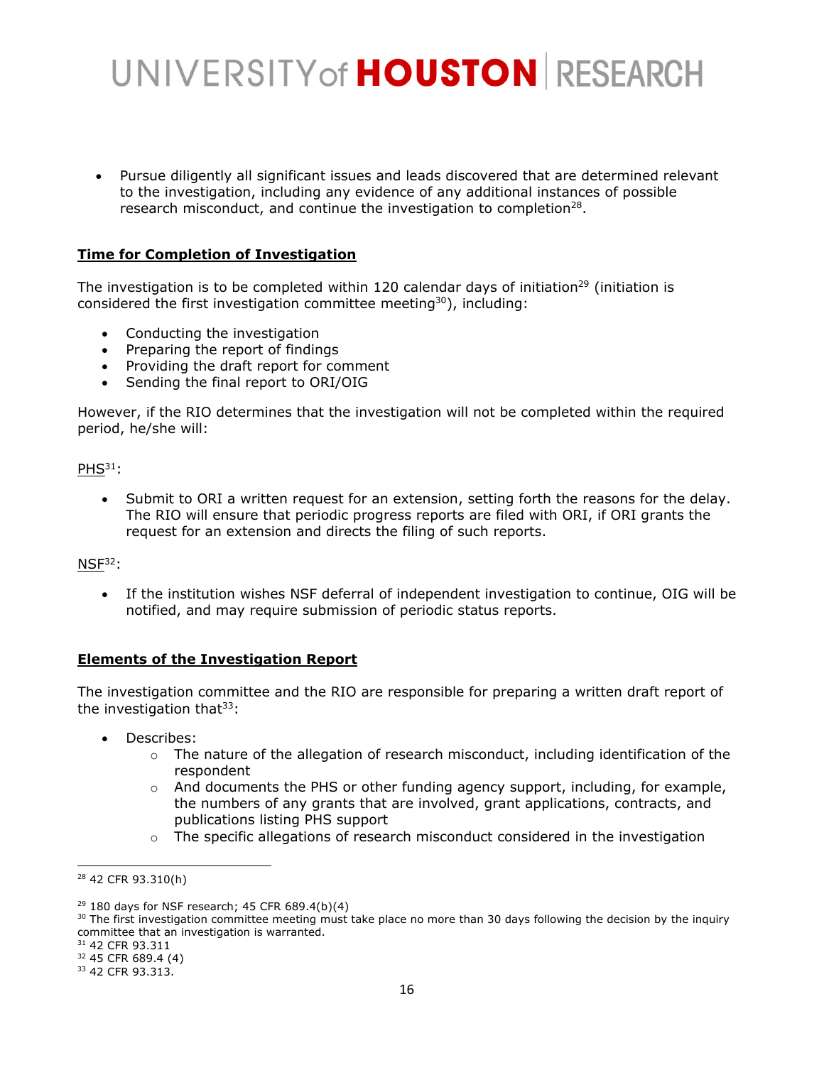- Pursue diligently all significant issues and leads discovered that are determined relevant to the investigation, including any evidence of any additional instances of possible research misconduct, and continue the investigation to completion[28].

**Time for Completion of Investigation**

The investigation is to be completed within 120 calendar days of initiation[29] (initiation is considered the first investigation committee meeting[30]), including:

- Conducting the investigation
- Preparing the report of findings
- Providing the draft report for comment
- Sending the final report to ORI/OIG

However, if the RIO determines that the investigation will not be completed within the required period, he/she will:

PHS[31]:

- Submit to ORI a written request for an extension, setting forth the reasons for the delay. The RIO will ensure that periodic progress reports are filed with ORI, if ORI grants the request for an extension and directs the filing of such reports.

NSF[32]:

- If the institution wishes NSF deferral of independent investigation to continue, OIG will be notified, and may require submission of periodic status reports.

**Elements of the Investigation Report**

The investigation committee and the RIO are responsible for preparing a written draft report of the investigation that[33]:

- Describes:
  - The nature of the allegation of research misconduct, including identification of the respondent
  - And documents the PHS or other funding agency support, including, for example, the numbers of any grants that are involved, grant applications, contracts, and publications listing PHS support
  - The specific allegations of research misconduct considered in the investigation

[28] 42 CFR 93.310(h)

[29] 180 days for NSF research; 45 CFR 689.4(b)(4)

[30] The first investigation committee meeting must take place no more than 30 days following the decision by the inquiry committee that an investigation is warranted.

[31] 42 CFR 93.311

[32] 45 CFR 689.4 (4)

[33] 42 CFR 93.313.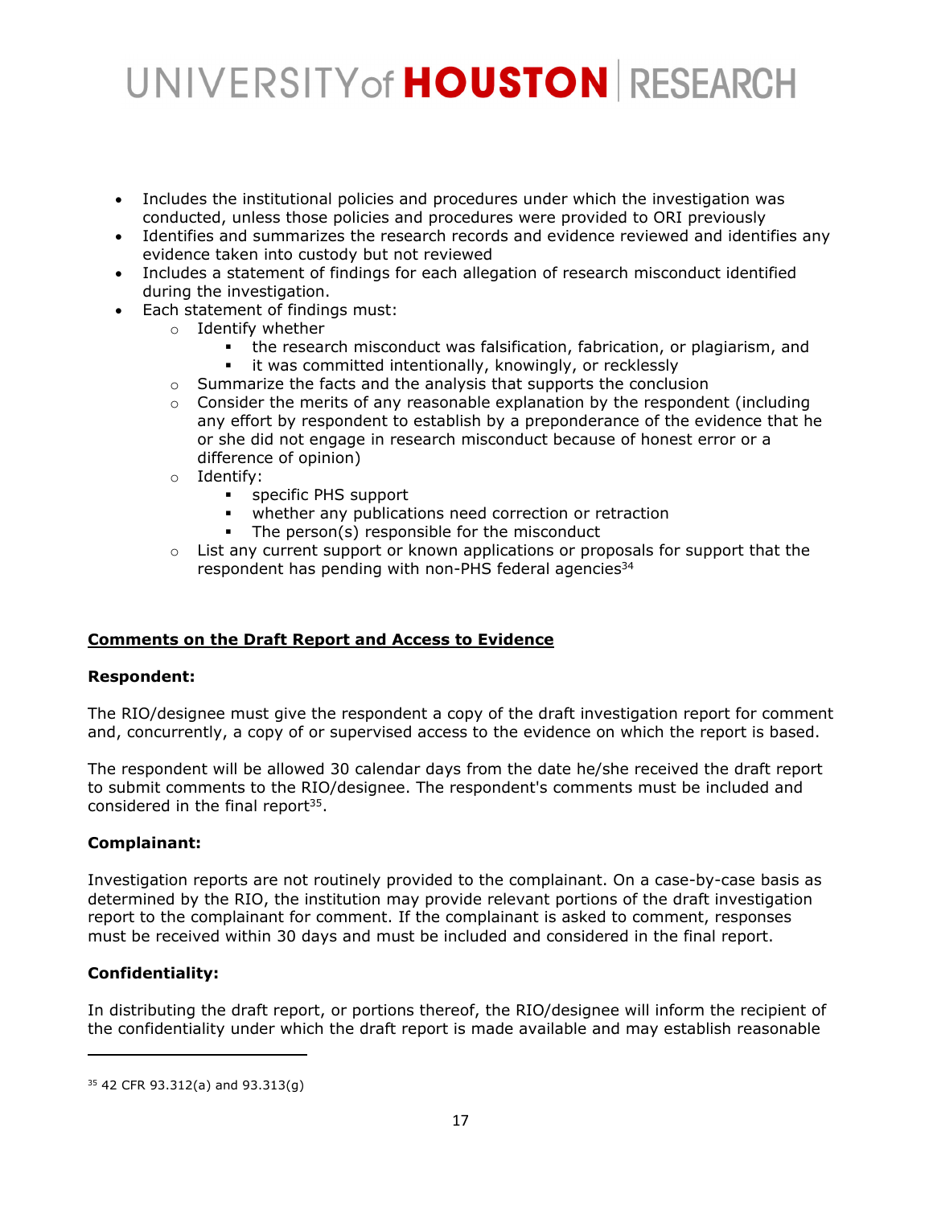- Includes the institutional policies and procedures under which the investigation was conducted, unless those policies and procedures were provided to ORI previously
- Identifies and summarizes the research records and evidence reviewed and identifies any evidence taken into custody but not reviewed
- Includes a statement of findings for each allegation of research misconduct identified during the investigation.
- Each statement of findings must:
  - Identify whether
    - the research misconduct was falsification, fabrication, or plagiarism, and
    - it was committed intentionally, knowingly, or recklessly
  - Summarize the facts and the analysis that supports the conclusion
  - Consider the merits of any reasonable explanation by the respondent (including any effort by respondent to establish by a preponderance of the evidence that he or she did not engage in research misconduct because of honest error or a difference of opinion)
  - Identify:
    - specific PHS support
    - whether any publications need correction or retraction
    - The person(s) responsible for the misconduct
  - List any current support or known applications or proposals for support that the respondent has pending with non-PHS federal agencies[34]

## Comments on the Draft Report and Access to Evidence

**Respondent:**

The RIO/designee must give the respondent a copy of the draft investigation report for comment and, concurrently, a copy of or supervised access to the evidence on which the report is based.

The respondent will be allowed 30 calendar days from the date he/she received the draft report to submit comments to the RIO/designee. The respondent's comments must be included and considered in the final report[35].

**Complainant:**

Investigation reports are not routinely provided to the complainant. On a case-by-case basis as determined by the RIO, the institution may provide relevant portions of the draft investigation report to the complainant for comment. If the complainant is asked to comment, responses must be received within 30 days and must be included and considered in the final report.

**Confidentiality:**

In distributing the draft report, or portions thereof, the RIO/designee will inform the recipient of the confidentiality under which the draft report is made available and may establish reasonable

[35] 42 CFR 93.312(a) and 93.313(g)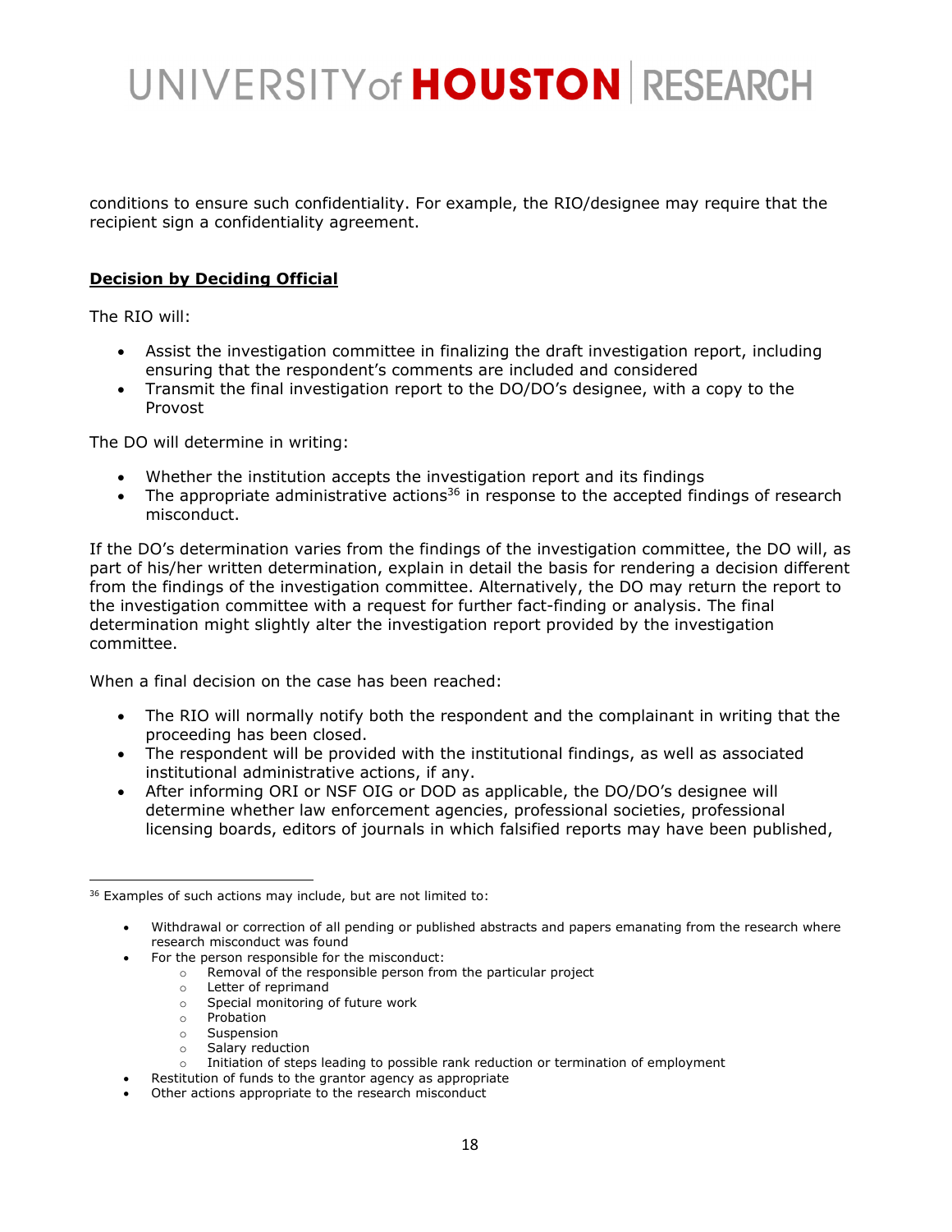conditions to ensure such confidentiality. For example, the RIO/designee may require that the recipient sign a confidentiality agreement.

**Decision by Deciding Official**

The RIO will:

- Assist the investigation committee in finalizing the draft investigation report, including ensuring that the respondent's comments are included and considered
- Transmit the final investigation report to the DO/DO's designee, with a copy to the Provost

The DO will determine in writing:

- Whether the institution accepts the investigation report and its findings
- The appropriate administrative actions[36] in response to the accepted findings of research misconduct.

If the DO's determination varies from the findings of the investigation committee, the DO will, as part of his/her written determination, explain in detail the basis for rendering a decision different from the findings of the investigation committee. Alternatively, the DO may return the report to the investigation committee with a request for further fact-finding or analysis. The final determination might slightly alter the investigation report provided by the investigation committee.

When a final decision on the case has been reached:

- The RIO will normally notify both the respondent and the complainant in writing that the proceeding has been closed.
- The respondent will be provided with the institutional findings, as well as associated institutional administrative actions, if any.
- After informing ORI or NSF OIG or DOD as applicable, the DO/DO's designee will determine whether law enforcement agencies, professional societies, professional licensing boards, editors of journals in which falsified reports may have been published,

---

[36] Examples of such actions may include, but are not limited to:

- Withdrawal or correction of all pending or published abstracts and papers emanating from the research where research misconduct was found
- For the person responsible for the misconduct:
  - Removal of the responsible person from the particular project
  - Letter of reprimand
  - Special monitoring of future work
  - Probation
  - Suspension
  - Salary reduction
  - Initiation of steps leading to possible rank reduction or termination of employment
- Restitution of funds to the grantor agency as appropriate
- Other actions appropriate to the research misconduct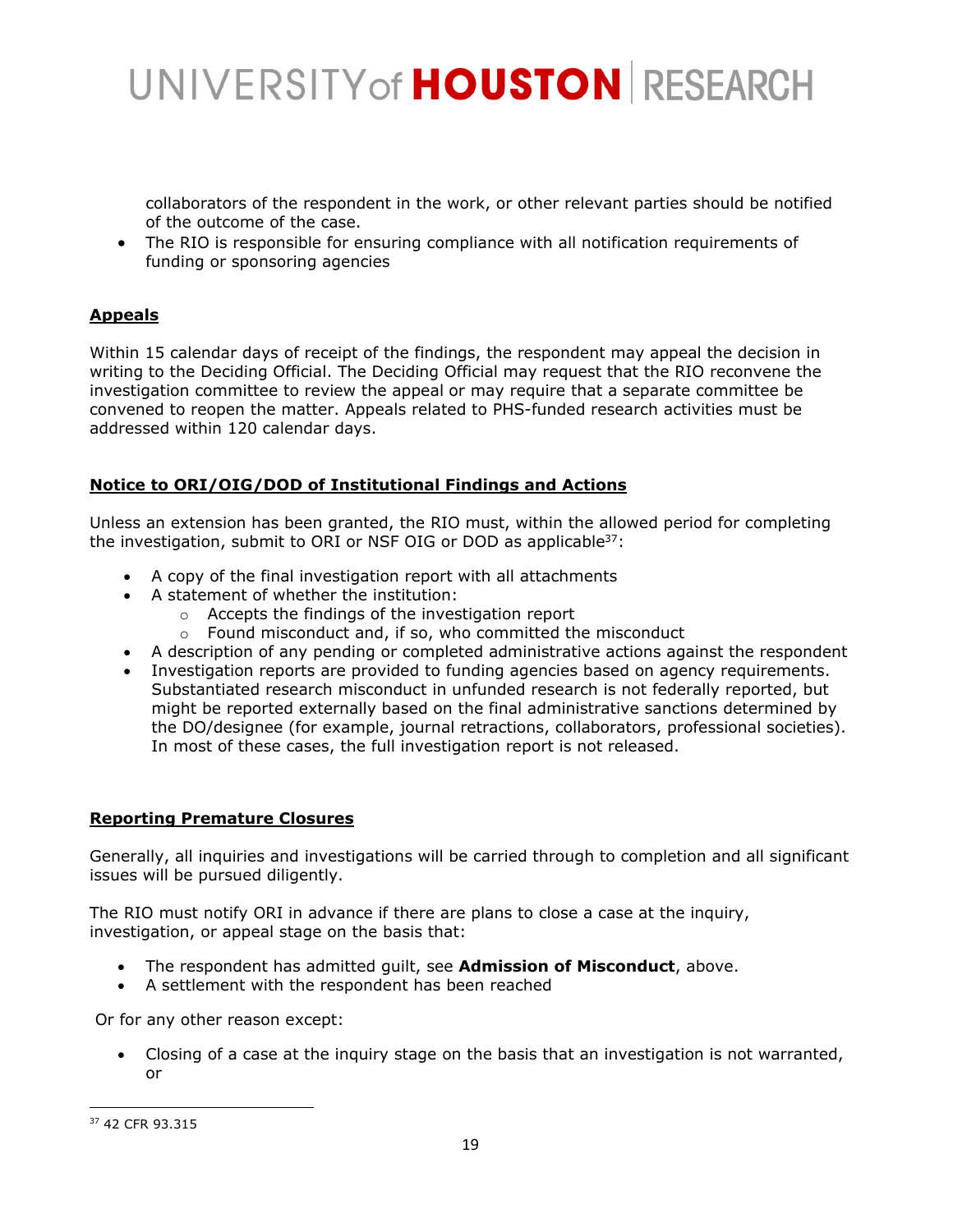collaborators of the respondent in the work, or other relevant parties should be notified of the outcome of the case.

- The RIO is responsible for ensuring compliance with all notification requirements of funding or sponsoring agencies

## Appeals

Within 15 calendar days of receipt of the findings, the respondent may appeal the decision in writing to the Deciding Official. The Deciding Official may request that the RIO reconvene the investigation committee to review the appeal or may require that a separate committee be convened to reopen the matter. Appeals related to PHS-funded research activities must be addressed within 120 calendar days.

## Notice to ORI/OIG/DOD of Institutional Findings and Actions

Unless an extension has been granted, the RIO must, within the allowed period for completing the investigation, submit to ORI or NSF OIG or DOD as applicable[37]:

- A copy of the final investigation report with all attachments
- A statement of whether the institution:
  - Accepts the findings of the investigation report
  - Found misconduct and, if so, who committed the misconduct
- A description of any pending or completed administrative actions against the respondent
- Investigation reports are provided to funding agencies based on agency requirements. Substantiated research misconduct in unfunded research is not federally reported, but might be reported externally based on the final administrative sanctions determined by the DO/designee (for example, journal retractions, collaborators, professional societies). In most of these cases, the full investigation report is not released.

## Reporting Premature Closures

Generally, all inquiries and investigations will be carried through to completion and all significant issues will be pursued diligently.

The RIO must notify ORI in advance if there are plans to close a case at the inquiry, investigation, or appeal stage on the basis that:

- The respondent has admitted guilt, see **Admission of Misconduct**, above.
- A settlement with the respondent has been reached

Or for any other reason except:

- Closing of a case at the inquiry stage on the basis that an investigation is not warranted, or

[37] 42 CFR 93.315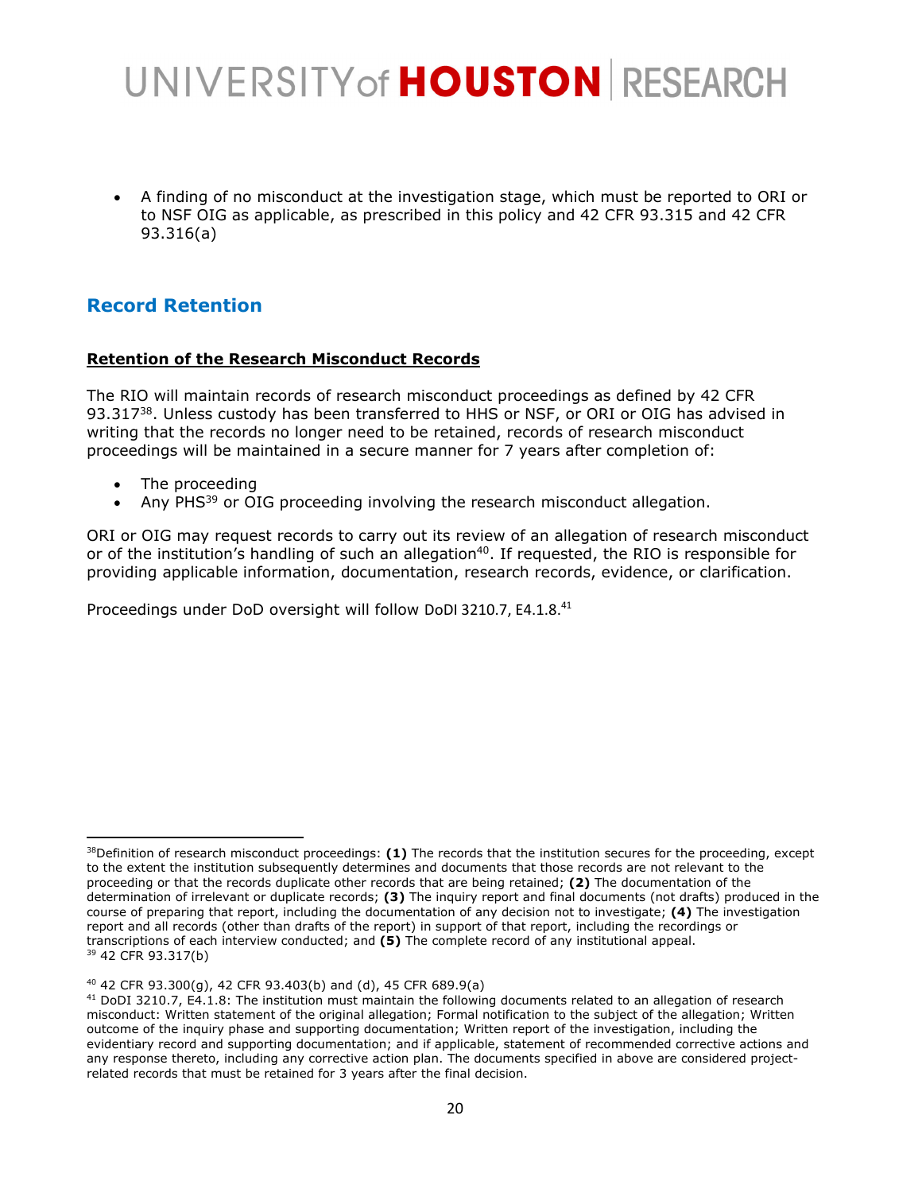- A finding of no misconduct at the investigation stage, which must be reported to ORI or to NSF OIG as applicable, as prescribed in this policy and 42 CFR 93.315 and 42 CFR 93.316(a)

## Record Retention

### Retention of the Research Misconduct Records

The RIO will maintain records of research misconduct proceedings as defined by 42 CFR 93.317[38]. Unless custody has been transferred to HHS or NSF, or ORI or OIG has advised in writing that the records no longer need to be retained, records of research misconduct proceedings will be maintained in a secure manner for 7 years after completion of:

- The proceeding
- Any PHS[39] or OIG proceeding involving the research misconduct allegation.

ORI or OIG may request records to carry out its review of an allegation of research misconduct or of the institution's handling of such an allegation[40]. If requested, the RIO is responsible for providing applicable information, documentation, research records, evidence, or clarification.

Proceedings under DoD oversight will follow DoDI 3210.7, E4.1.8.[41]

---

[38]Definition of research misconduct proceedings: **(1)** The records that the institution secures for the proceeding, except to the extent the institution subsequently determines and documents that those records are not relevant to the proceeding or that the records duplicate other records that are being retained; **(2)** The documentation of the determination of irrelevant or duplicate records; **(3)** The inquiry report and final documents (not drafts) produced in the course of preparing that report, including the documentation of any decision not to investigate; **(4)** The investigation report and all records (other than drafts of the report) in support of that report, including the recordings or transcriptions of each interview conducted; and **(5)** The complete record of any institutional appeal.

[39] 42 CFR 93.317(b)

[40] 42 CFR 93.300(g), 42 CFR 93.403(b) and (d), 45 CFR 689.9(a)

[41] DoDI 3210.7, E4.1.8: The institution must maintain the following documents related to an allegation of research misconduct: Written statement of the original allegation; Formal notification to the subject of the allegation; Written outcome of the inquiry phase and supporting documentation; Written report of the investigation, including the evidentiary record and supporting documentation; and if applicable, statement of recommended corrective actions and any response thereto, including any corrective action plan. The documents specified in above are considered project-related records that must be retained for 3 years after the final decision.